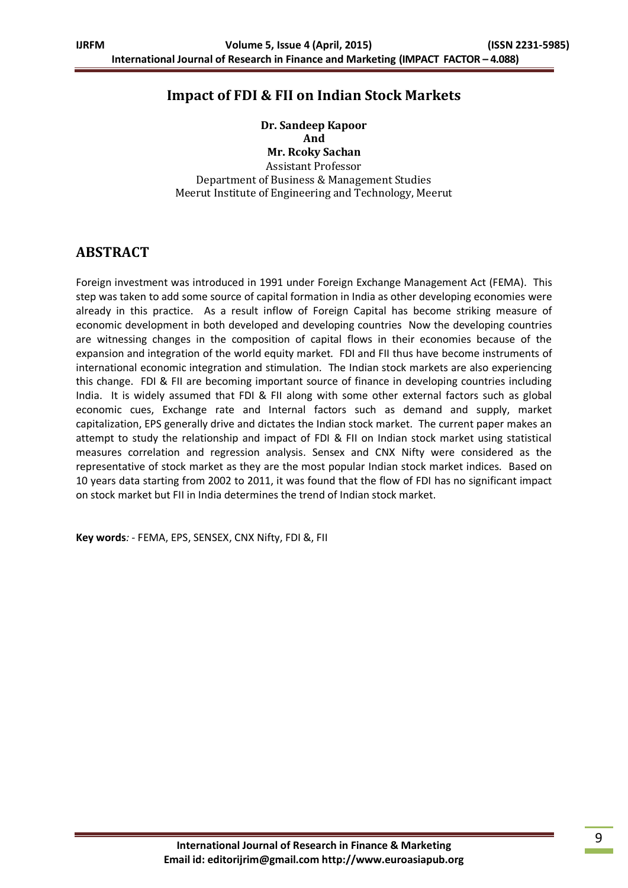# Impact of FDI & FII on Indian Stock Markets

**Dr. Sandeep Kapoor**
**And**
**Mr. Rcoky Sachan**
Assistant Professor
Department of Business & Management Studies
Meerut Institute of Engineering and Technology, Meerut

## ABSTRACT

Foreign investment was introduced in 1991 under Foreign Exchange Management Act (FEMA). This step was taken to add some source of capital formation in India as other developing economies were already in this practice. As a result inflow of Foreign Capital has become striking measure of economic development in both developed and developing countries Now the developing countries are witnessing changes in the composition of capital flows in their economies because of the expansion and integration of the world equity market. FDI and FII thus have become instruments of international economic integration and stimulation. The Indian stock markets are also experiencing this change. FDI & FII are becoming important source of finance in developing countries including India. It is widely assumed that FDI & FII along with some other external factors such as global economic cues, Exchange rate and Internal factors such as demand and supply, market capitalization, EPS generally drive and dictates the Indian stock market. The current paper makes an attempt to study the relationship and impact of FDI & FII on Indian stock market using statistical measures correlation and regression analysis. Sensex and CNX Nifty were considered as the representative of stock market as they are the most popular Indian stock market indices. Based on 10 years data starting from 2002 to 2011, it was found that the flow of FDI has no significant impact on stock market but FII in India determines the trend of Indian stock market.

**Key words***:* - FEMA, EPS, SENSEX, CNX Nifty, FDI &, FII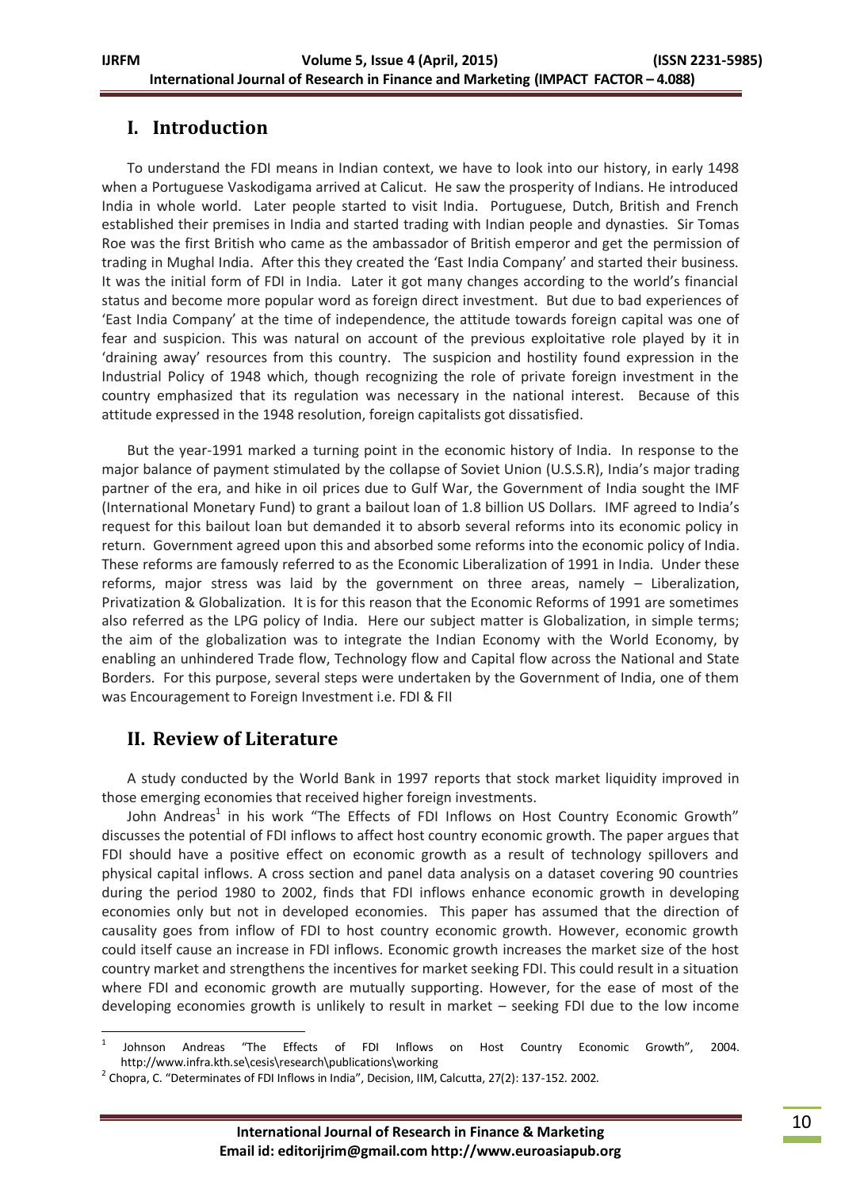# I. Introduction

To understand the FDI means in Indian context, we have to look into our history, in early 1498 when a Portuguese Vaskodigama arrived at Calicut. He saw the prosperity of Indians. He introduced India in whole world. Later people started to visit India. Portuguese, Dutch, British and French established their premises in India and started trading with Indian people and dynasties. Sir Tomas Roe was the first British who came as the ambassador of British emperor and get the permission of trading in Mughal India. After this they created the 'East India Company' and started their business. It was the initial form of FDI in India. Later it got many changes according to the world's financial status and become more popular word as foreign direct investment. But due to bad experiences of 'East India Company' at the time of independence, the attitude towards foreign capital was one of fear and suspicion. This was natural on account of the previous exploitative role played by it in 'draining away' resources from this country. The suspicion and hostility found expression in the Industrial Policy of 1948 which, though recognizing the role of private foreign investment in the country emphasized that its regulation was necessary in the national interest. Because of this attitude expressed in the 1948 resolution, foreign capitalists got dissatisfied.

But the year-1991 marked a turning point in the economic history of India. In response to the major balance of payment stimulated by the collapse of Soviet Union (U.S.S.R), India's major trading partner of the era, and hike in oil prices due to Gulf War, the Government of India sought the IMF (International Monetary Fund) to grant a bailout loan of 1.8 billion US Dollars. IMF agreed to India's request for this bailout loan but demanded it to absorb several reforms into its economic policy in return. Government agreed upon this and absorbed some reforms into the economic policy of India. These reforms are famously referred to as the Economic Liberalization of 1991 in India. Under these reforms, major stress was laid by the government on three areas, namely – Liberalization, Privatization & Globalization. It is for this reason that the Economic Reforms of 1991 are sometimes also referred as the LPG policy of India. Here our subject matter is Globalization, in simple terms; the aim of the globalization was to integrate the Indian Economy with the World Economy, by enabling an unhindered Trade flow, Technology flow and Capital flow across the National and State Borders. For this purpose, several steps were undertaken by the Government of India, one of them was Encouragement to Foreign Investment i.e. FDI & FII

# II. Review of Literature

A study conducted by the World Bank in 1997 reports that stock market liquidity improved in those emerging economies that received higher foreign investments.

John Andreas[1] in his work "The Effects of FDI Inflows on Host Country Economic Growth" discusses the potential of FDI inflows to affect host country economic growth. The paper argues that FDI should have a positive effect on economic growth as a result of technology spillovers and physical capital inflows. A cross section and panel data analysis on a dataset covering 90 countries during the period 1980 to 2002, finds that FDI inflows enhance economic growth in developing economies only but not in developed economies. This paper has assumed that the direction of causality goes from inflow of FDI to host country economic growth. However, economic growth could itself cause an increase in FDI inflows. Economic growth increases the market size of the host country market and strengthens the incentives for market seeking FDI. This could result in a situation where FDI and economic growth are mutually supporting. However, for the ease of most of the developing economies growth is unlikely to result in market – seeking FDI due to the low income

---

[1] Johnson Andreas "The Effects of FDI Inflows on Host Country Economic Growth", 2004. http://www.infra.kth.se\cesis\research\publications\working

[2] Chopra, C. "Determinates of FDI Inflows in India", Decision, IIM, Calcutta, 27(2): 137-152. 2002.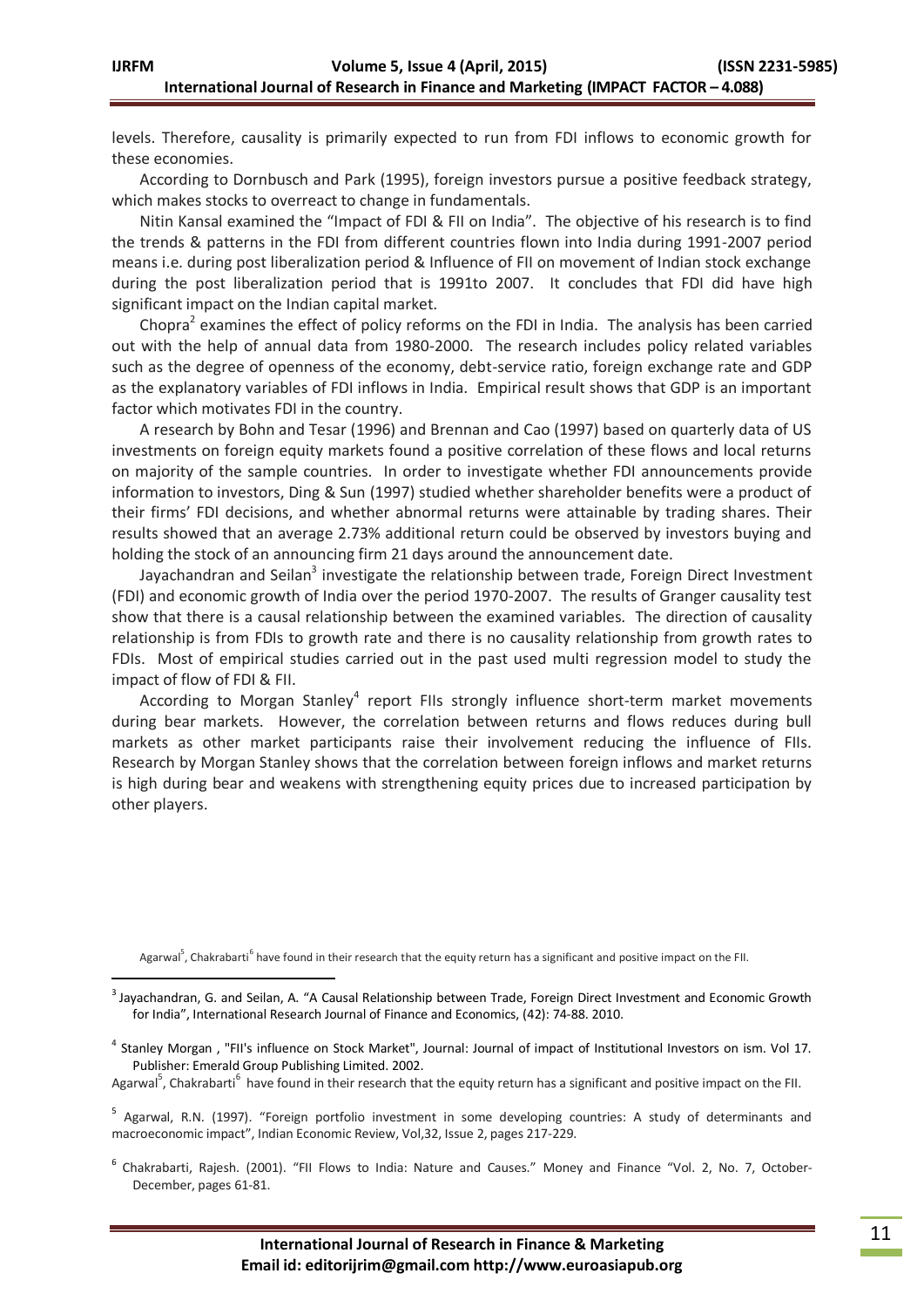levels. Therefore, causality is primarily expected to run from FDI inflows to economic growth for these economies.

According to Dornbusch and Park (1995), foreign investors pursue a positive feedback strategy, which makes stocks to overreact to change in fundamentals.

Nitin Kansal examined the "Impact of FDI & FII on India". The objective of his research is to find the trends & patterns in the FDI from different countries flown into India during 1991-2007 period means i.e. during post liberalization period & Influence of FII on movement of Indian stock exchange during the post liberalization period that is 1991to 2007. It concludes that FDI did have high significant impact on the Indian capital market.

Chopra[2] examines the effect of policy reforms on the FDI in India. The analysis has been carried out with the help of annual data from 1980-2000. The research includes policy related variables such as the degree of openness of the economy, debt-service ratio, foreign exchange rate and GDP as the explanatory variables of FDI inflows in India. Empirical result shows that GDP is an important factor which motivates FDI in the country.

A research by Bohn and Tesar (1996) and Brennan and Cao (1997) based on quarterly data of US investments on foreign equity markets found a positive correlation of these flows and local returns on majority of the sample countries. In order to investigate whether FDI announcements provide information to investors, Ding & Sun (1997) studied whether shareholder benefits were a product of their firms' FDI decisions, and whether abnormal returns were attainable by trading shares. Their results showed that an average 2.73% additional return could be observed by investors buying and holding the stock of an announcing firm 21 days around the announcement date.

Jayachandran and Seilan[3] investigate the relationship between trade, Foreign Direct Investment (FDI) and economic growth of India over the period 1970-2007. The results of Granger causality test show that there is a causal relationship between the examined variables. The direction of causality relationship is from FDIs to growth rate and there is no causality relationship from growth rates to FDIs. Most of empirical studies carried out in the past used multi regression model to study the impact of flow of FDI & FII.

According to Morgan Stanley[4] report FIIs strongly influence short-term market movements during bear markets. However, the correlation between returns and flows reduces during bull markets as other market participants raise their involvement reducing the influence of FIIs. Research by Morgan Stanley shows that the correlation between foreign inflows and market returns is high during bear and weakens with strengthening equity prices due to increased participation by other players.

Agarwal[5], Chakrabarti[6] have found in their research that the equity return has a significant and positive impact on the FII.

---

[3] Jayachandran, G. and Seilan, A. "A Causal Relationship between Trade, Foreign Direct Investment and Economic Growth for India", International Research Journal of Finance and Economics, (42): 74-88. 2010.

[4] Stanley Morgan , "FII's influence on Stock Market", Journal: Journal of impact of Institutional Investors on ism. Vol 17. Publisher: Emerald Group Publishing Limited. 2002.

Agarwal[5], Chakrabarti[6] have found in their research that the equity return has a significant and positive impact on the FII.

[5] Agarwal, R.N. (1997). "Foreign portfolio investment in some developing countries: A study of determinants and macroeconomic impact", Indian Economic Review, Vol,32, Issue 2, pages 217-229.

[6] Chakrabarti, Rajesh. (2001). "FII Flows to India: Nature and Causes." Money and Finance "Vol. 2, No. 7, October-December, pages 61-81.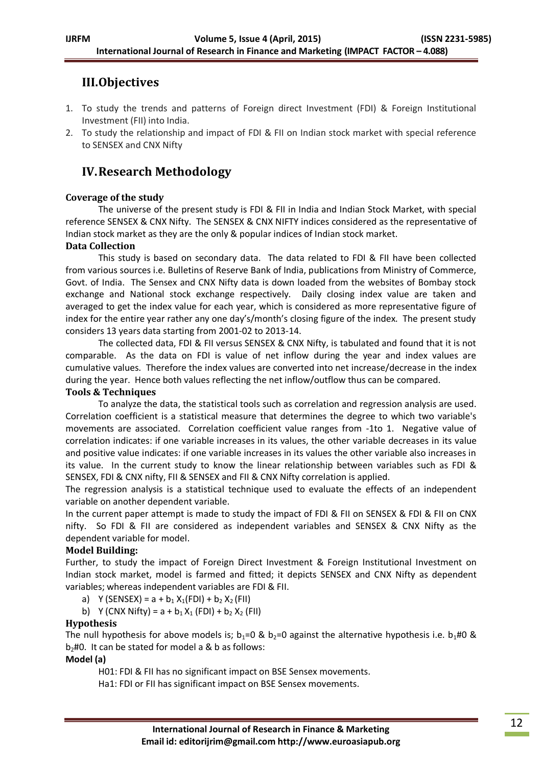## III. Objectives

1. To study the trends and patterns of Foreign direct Investment (FDI) & Foreign Institutional Investment (FII) into India.
2. To study the relationship and impact of FDI & FII on Indian stock market with special reference to SENSEX and CNX Nifty

## IV. Research Methodology

### Coverage of the study

The universe of the present study is FDI & FII in India and Indian Stock Market, with special reference SENSEX & CNX Nifty. The SENSEX & CNX NIFTY indices considered as the representative of Indian stock market as they are the only & popular indices of Indian stock market.

### Data Collection

This study is based on secondary data. The data related to FDI & FII have been collected from various sources i.e. Bulletins of Reserve Bank of India, publications from Ministry of Commerce, Govt. of India. The Sensex and CNX Nifty data is down loaded from the websites of Bombay stock exchange and National stock exchange respectively. Daily closing index value are taken and averaged to get the index value for each year, which is considered as more representative figure of index for the entire year rather any one day's/month's closing figure of the index. The present study considers 13 years data starting from 2001-02 to 2013-14.

The collected data, FDI & FII versus SENSEX & CNX Nifty, is tabulated and found that it is not comparable. As the data on FDI is value of net inflow during the year and index values are cumulative values. Therefore the index values are converted into net increase/decrease in the index during the year. Hence both values reflecting the net inflow/outflow thus can be compared.

### Tools & Techniques

To analyze the data, the statistical tools such as correlation and regression analysis are used. Correlation coefficient is a statistical measure that determines the degree to which two variable's movements are associated. Correlation coefficient value ranges from -1to 1. Negative value of correlation indicates: if one variable increases in its values, the other variable decreases in its value and positive value indicates: if one variable increases in its values the other variable also increases in its value. In the current study to know the linear relationship between variables such as FDI & SENSEX, FDI & CNX nifty, FII & SENSEX and FII & CNX Nifty correlation is applied.

The regression analysis is a statistical technique used to evaluate the effects of an independent variable on another dependent variable.

In the current paper attempt is made to study the impact of FDI & FII on SENSEX & FDI & FII on CNX nifty. So FDI & FII are considered as independent variables and SENSEX & CNX Nifty as the dependent variable for model.

### Model Building:

Further, to study the impact of Foreign Direct Investment & Foreign Institutional Investment on Indian stock market, model is farmed and fitted; it depicts SENSEX and CNX Nifty as dependent variables; whereas independent variables are FDI & FII.

a) $Y\ (\text{SENSEX}) = a + b_1 X_1(\text{FDI}) + b_2 X_2\ (\text{FII})$
b) $Y\ (\text{CNX Nifty}) = a + b_1 X_1\ (\text{FDI}) + b_2 X_2\ (\text{FII})$

### Hypothesis

The null hypothesis for above models is; $b_1=0$ & $b_2=0$ against the alternative hypothesis i.e. $b_1\#0$ & $b_2\#0$. It can be stated for model a & b as follows:

**Model (a)**

H01: FDI & FII has no significant impact on BSE Sensex movements.

Ha1: FDI or FII has significant impact on BSE Sensex movements.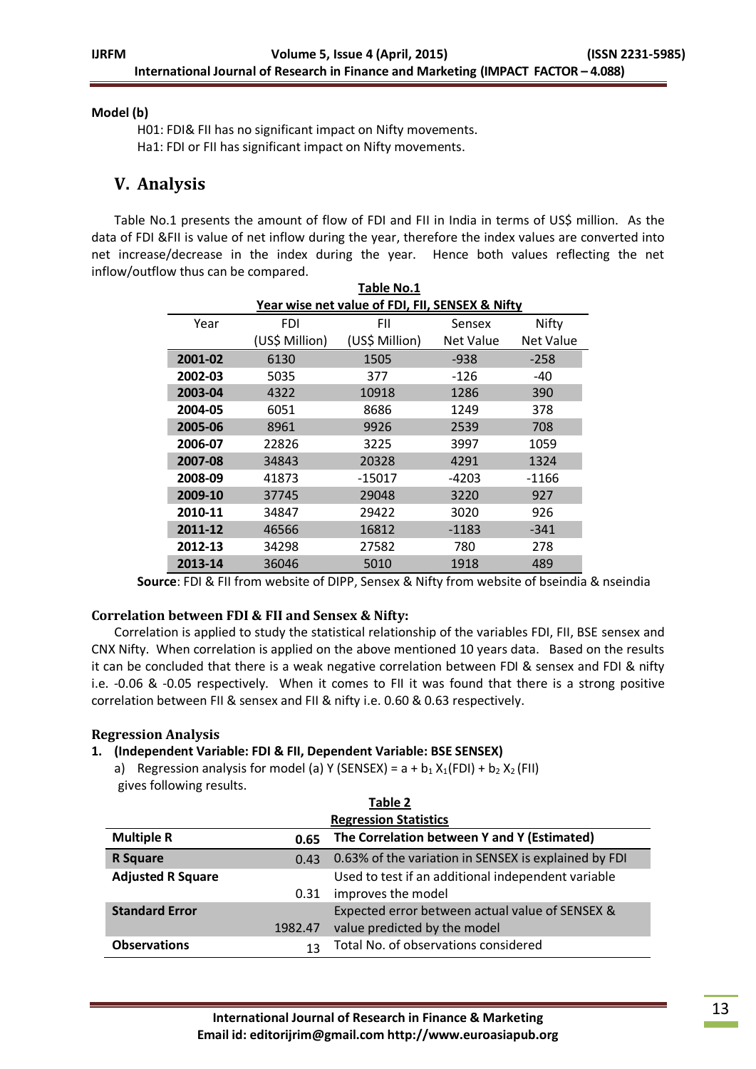**Model (b)**

H01: FDI& FII has no significant impact on Nifty movements.
Ha1: FDI or FII has significant impact on Nifty movements.

## V. Analysis

Table No.1 presents the amount of flow of FDI and FII in India in terms of US$ million. As the data of FDI &FII is value of net inflow during the year, therefore the index values are converted into net increase/decrease in the index during the year. Hence both values reflecting the net inflow/outflow thus can be compared.

**Table No.1**

**Year wise net value of FDI, FII, SENSEX & Nifty**

| Year | FDI (US$ Million) | FII (US$ Million) | Sensex Net Value | Nifty Net Value |
|---|---|---|---|---|
| **2001-02** | 6130 | 1505 | -938 | -258 |
| **2002-03** | 5035 | 377 | -126 | -40 |
| **2003-04** | 4322 | 10918 | 1286 | 390 |
| **2004-05** | 6051 | 8686 | 1249 | 378 |
| **2005-06** | 8961 | 9926 | 2539 | 708 |
| **2006-07** | 22826 | 3225 | 3997 | 1059 |
| **2007-08** | 34843 | 20328 | 4291 | 1324 |
| **2008-09** | 41873 | -15017 | -4203 | -1166 |
| **2009-10** | 37745 | 29048 | 3220 | 927 |
| **2010-11** | 34847 | 29422 | 3020 | 926 |
| **2011-12** | 46566 | 16812 | -1183 | -341 |
| **2012-13** | 34298 | 27582 | 780 | 278 |
| **2013-14** | 36046 | 5010 | 1918 | 489 |

**Source**: FDI & FII from website of DIPP, Sensex & Nifty from website of bseindia & nseindia

### Correlation between FDI & FII and Sensex & Nifty:

Correlation is applied to study the statistical relationship of the variables FDI, FII, BSE sensex and CNX Nifty. When correlation is applied on the above mentioned 10 years data. Based on the results it can be concluded that there is a weak negative correlation between FDI & sensex and FDI & nifty i.e. -0.06 & -0.05 respectively. When it comes to FII it was found that there is a strong positive correlation between FII & sensex and FII & nifty i.e. 0.60 & 0.63 respectively.

### Regression Analysis

1. **(Independent Variable: FDI & FII, Dependent Variable: BSE SENSEX)**
   a) Regression analysis for model (a) Y (SENSEX) = a + $b_1$ $X_1$(FDI) + $b_2$ $X_2$ (FII) gives following results.

**Table 2**

**Regression Statistics**

| | | |
|---|---|---|
| **Multiple R** | 0.65 | The Correlation between Y and Y (Estimated) |
| **R Square** | 0.43 | 0.63% of the variation in SENSEX is explained by FDI |
| **Adjusted R Square** | 0.31 | Used to test if an additional independent variable improves the model |
| **Standard Error** | 1982.47 | Expected error between actual value of SENSEX & value predicted by the model |
| **Observations** | 13 | Total No. of observations considered |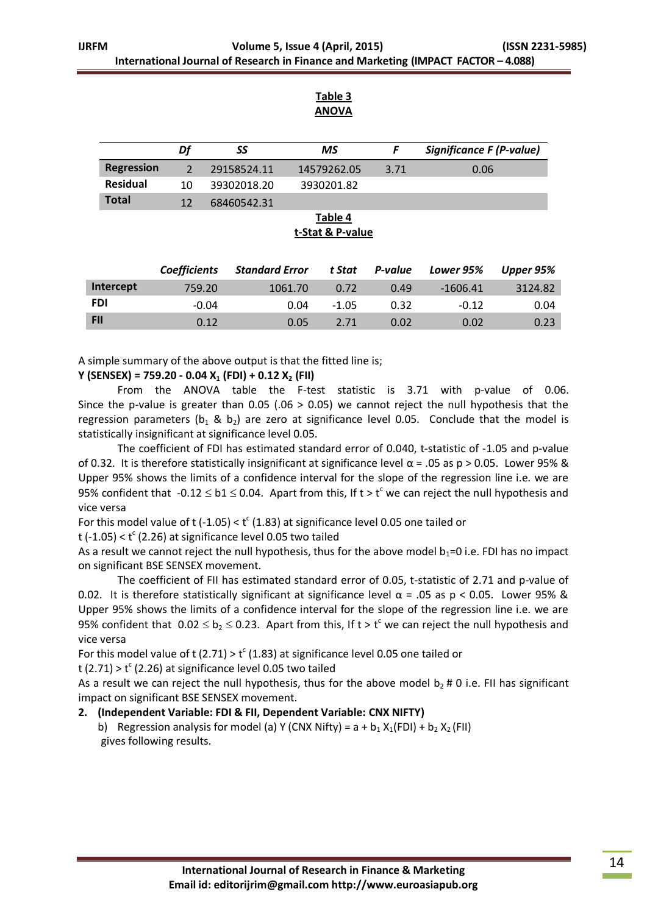**Table 3**
**ANOVA**

| | Df | SS | MS | F | Significance F (P-value) |
|---|---|---|---|---|---|
| **Regression** | 2 | 29158524.11 | 14579262.05 | 3.71 | 0.06 |
| **Residual** | 10 | 39302018.20 | 3930201.82 | | |
| **Total** | 12 | 68460542.31 | | | |

**Table 4**
**t-Stat & P-value**

| | Coefficients | Standard Error | t Stat | P-value | Lower 95% | Upper 95% |
|---|---|---|---|---|---|---|
| **Intercept** | 759.20 | 1061.70 | 0.72 | 0.49 | -1606.41 | 3124.82 |
| **FDI** | -0.04 | 0.04 | -1.05 | 0.32 | -0.12 | 0.04 |
| **FII** | 0.12 | 0.05 | 2.71 | 0.02 | 0.02 | 0.23 |

A simple summary of the above output is that the fitted line is;

**$Y$ (SENSEX) = 759.20 - 0.04 $X_1$ (FDI) + 0.12 $X_2$ (FII)**

From the ANOVA table the F-test statistic is 3.71 with p-value of 0.06. Since the p-value is greater than 0.05 (.06 > 0.05) we cannot reject the null hypothesis that the regression parameters ($b_1$ & $b_2$) are zero at significance level 0.05. Conclude that the model is statistically insignificant at significance level 0.05.

The coefficient of FDI has estimated standard error of 0.040, t-statistic of -1.05 and p-value of 0.32. It is therefore statistically insignificant at significance level $\alpha = .05$ as $p > 0.05$. Lower 95% & Upper 95% shows the limits of a confidence interval for the slope of the regression line i.e. we are 95% confident that $-0.12 \leq b1 \leq 0.04$. Apart from this, If $t > t^c$ we can reject the null hypothesis and vice versa

For this model value of t (-1.05) < $t^c$ (1.83) at significance level 0.05 one tailed or

t (-1.05) < $t^c$ (2.26) at significance level 0.05 two tailed

As a result we cannot reject the null hypothesis, thus for the above model $b_1$=0 i.e. FDI has no impact on significant BSE SENSEX movement.

The coefficient of FII has estimated standard error of 0.05, t-statistic of 2.71 and p-value of 0.02. It is therefore statistically significant at significance level $\alpha = .05$ as $p < 0.05$. Lower 95% & Upper 95% shows the limits of a confidence interval for the slope of the regression line i.e. we are 95% confident that $0.02 \leq b_2 \leq 0.23$. Apart from this, If $t > t^c$ we can reject the null hypothesis and vice versa

For this model value of t (2.71) > $t^c$ (1.83) at significance level 0.05 one tailed or

t (2.71) > $t^c$ (2.26) at significance level 0.05 two tailed

As a result we can reject the null hypothesis, thus for the above model $b_2$ # 0 i.e. FII has significant impact on significant BSE SENSEX movement.

2. **(Independent Variable: FDI & FII, Dependent Variable: CNX NIFTY)**

   b) Regression analysis for model (a) Y (CNX Nifty) = a + $b_1$ $X_1$(FDI) + $b_2$ $X_2$ (FII) gives following results.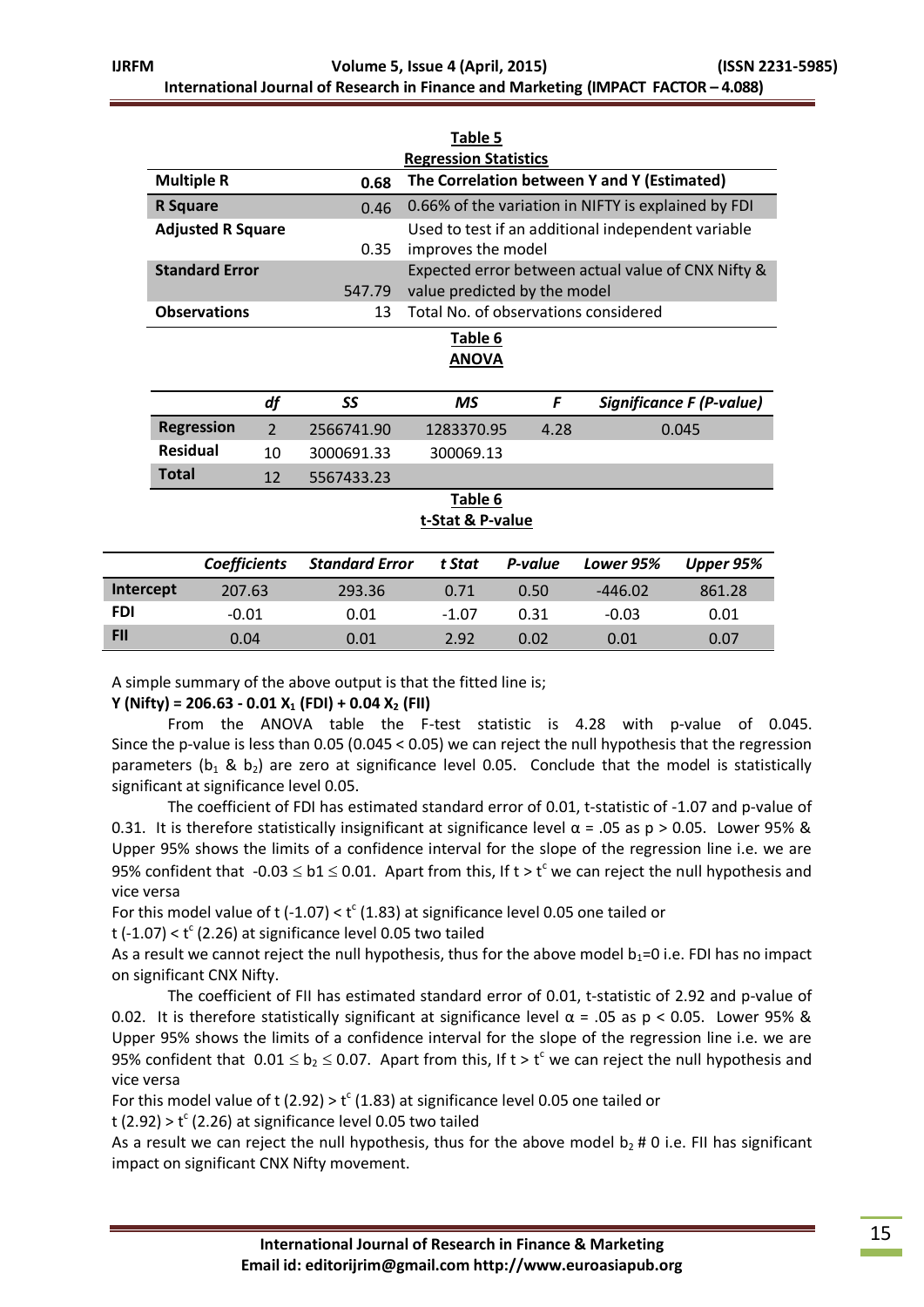**Table 5**

**Regression Statistics**

| | | |
|---|---|---|
| **Multiple R** | **0.68** | **The Correlation between Y and Y (Estimated)** |
| **R Square** | 0.46 | 0.66% of the variation in NIFTY is explained by FDI |
| **Adjusted R Square** | 0.35 | Used to test if an additional independent variable improves the model |
| **Standard Error** | 547.79 | Expected error between actual value of CNX Nifty & value predicted by the model |
| **Observations** | 13 | Total No. of observations considered |

**Table 6**

**ANOVA**

| | *df* | *SS* | *MS* | *F* | *Significance F (P-value)* |
|---|---|---|---|---|---|
| **Regression** | 2 | 2566741.90 | 1283370.95 | 4.28 | 0.045 |
| **Residual** | 10 | 3000691.33 | 300069.13 | | |
| **Total** | 12 | 5567433.23 | | | |

**Table 6**

**t-Stat & P-value**

| | *Coefficients* | *Standard Error* | *t Stat* | *P-value* | *Lower 95%* | *Upper 95%* |
|---|---|---|---|---|---|---|
| **Intercept** | 207.63 | 293.36 | 0.71 | 0.50 | -446.02 | 861.28 |
| **FDI** | -0.01 | 0.01 | -1.07 | 0.31 | -0.03 | 0.01 |
| **FII** | 0.04 | 0.01 | 2.92 | 0.02 | 0.01 | 0.07 |

A simple summary of the above output is that the fitted line is;

**Y (Nifty) = 206.63 - 0.01 $X_1$ (FDI) + 0.04 $X_2$ (FII)**

From the ANOVA table the F-test statistic is 4.28 with p-value of 0.045. Since the p-value is less than 0.05 (0.045 < 0.05) we can reject the null hypothesis that the regression parameters ($b_1$ & $b_2$) are zero at significance level 0.05. Conclude that the model is statistically significant at significance level 0.05.

The coefficient of FDI has estimated standard error of 0.01, t-statistic of -1.07 and p-value of 0.31. It is therefore statistically insignificant at significance level $\alpha = .05$ as $p > 0.05$. Lower 95% & Upper 95% shows the limits of a confidence interval for the slope of the regression line i.e. we are 95% confident that $-0.03 \leq b1 \leq 0.01$. Apart from this, If $t > t^c$ we can reject the null hypothesis and vice versa

For this model value of t (-1.07) < $t^c$ (1.83) at significance level 0.05 one tailed or

t (-1.07) < $t^c$ (2.26) at significance level 0.05 two tailed

As a result we cannot reject the null hypothesis, thus for the above model $b_1$=0 i.e. FDI has no impact on significant CNX Nifty.

The coefficient of FII has estimated standard error of 0.01, t-statistic of 2.92 and p-value of 0.02. It is therefore statistically significant at significance level $\alpha = .05$ as $p < 0.05$. Lower 95% & Upper 95% shows the limits of a confidence interval for the slope of the regression line i.e. we are 95% confident that $0.01 \leq b_2 \leq 0.07$. Apart from this, If $t > t^c$ we can reject the null hypothesis and vice versa

For this model value of t (2.92) > $t^c$ (1.83) at significance level 0.05 one tailed or

t (2.92) > $t^c$ (2.26) at significance level 0.05 two tailed

As a result we can reject the null hypothesis, thus for the above model $b_2$ # 0 i.e. FII has significant impact on significant CNX Nifty movement.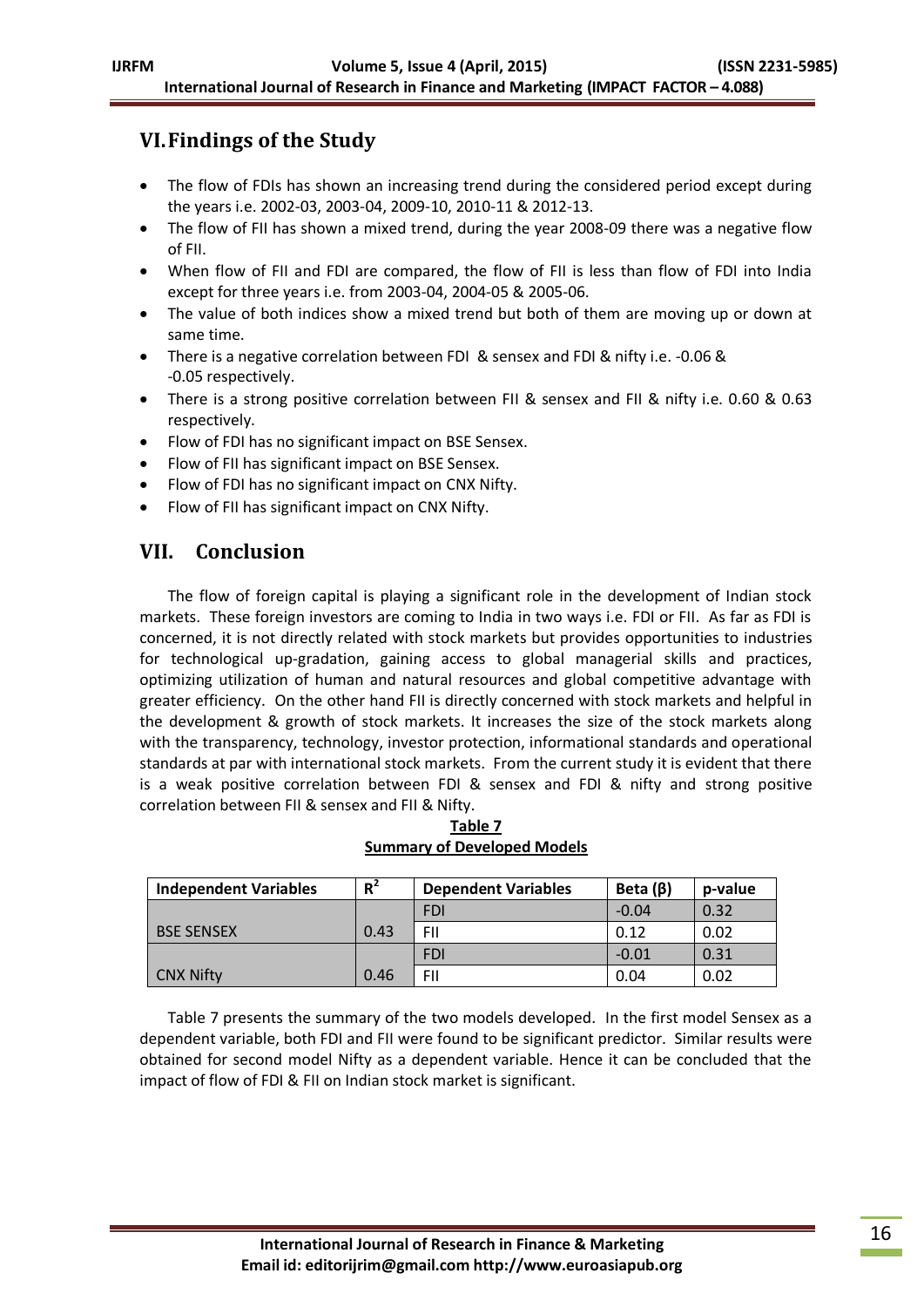## VI. Findings of the Study

- The flow of FDIs has shown an increasing trend during the considered period except during the years i.e. 2002-03, 2003-04, 2009-10, 2010-11 & 2012-13.
- The flow of FII has shown a mixed trend, during the year 2008-09 there was a negative flow of FII.
- When flow of FII and FDI are compared, the flow of FII is less than flow of FDI into India except for three years i.e. from 2003-04, 2004-05 & 2005-06.
- The value of both indices show a mixed trend but both of them are moving up or down at same time.
- There is a negative correlation between FDI & sensex and FDI & nifty i.e. -0.06 & -0.05 respectively.
- There is a strong positive correlation between FII & sensex and FII & nifty i.e. 0.60 & 0.63 respectively.
- Flow of FDI has no significant impact on BSE Sensex.
- Flow of FII has significant impact on BSE Sensex.
- Flow of FDI has no significant impact on CNX Nifty.
- Flow of FII has significant impact on CNX Nifty.

## VII. Conclusion

The flow of foreign capital is playing a significant role in the development of Indian stock markets. These foreign investors are coming to India in two ways i.e. FDI or FII. As far as FDI is concerned, it is not directly related with stock markets but provides opportunities to industries for technological up-gradation, gaining access to global managerial skills and practices, optimizing utilization of human and natural resources and global competitive advantage with greater efficiency. On the other hand FII is directly concerned with stock markets and helpful in the development & growth of stock markets. It increases the size of the stock markets along with the transparency, technology, investor protection, informational standards and operational standards at par with international stock markets. From the current study it is evident that there is a weak positive correlation between FDI & sensex and FDI & nifty and strong positive correlation between FII & sensex and FII & Nifty.

**Table 7**
**Summary of Developed Models**

| Independent Variables | $R^2$ | Dependent Variables | Beta (β) | p-value |
|---|---|---|---|---|
| BSE SENSEX | 0.43 | FDI | -0.04 | 0.32 |
| | | FII | 0.12 | 0.02 |
| CNX Nifty | 0.46 | FDI | -0.01 | 0.31 |
| | | FII | 0.04 | 0.02 |

Table 7 presents the summary of the two models developed. In the first model Sensex as a dependent variable, both FDI and FII were found to be significant predictor. Similar results were obtained for second model Nifty as a dependent variable. Hence it can be concluded that the impact of flow of FDI & FII on Indian stock market is significant.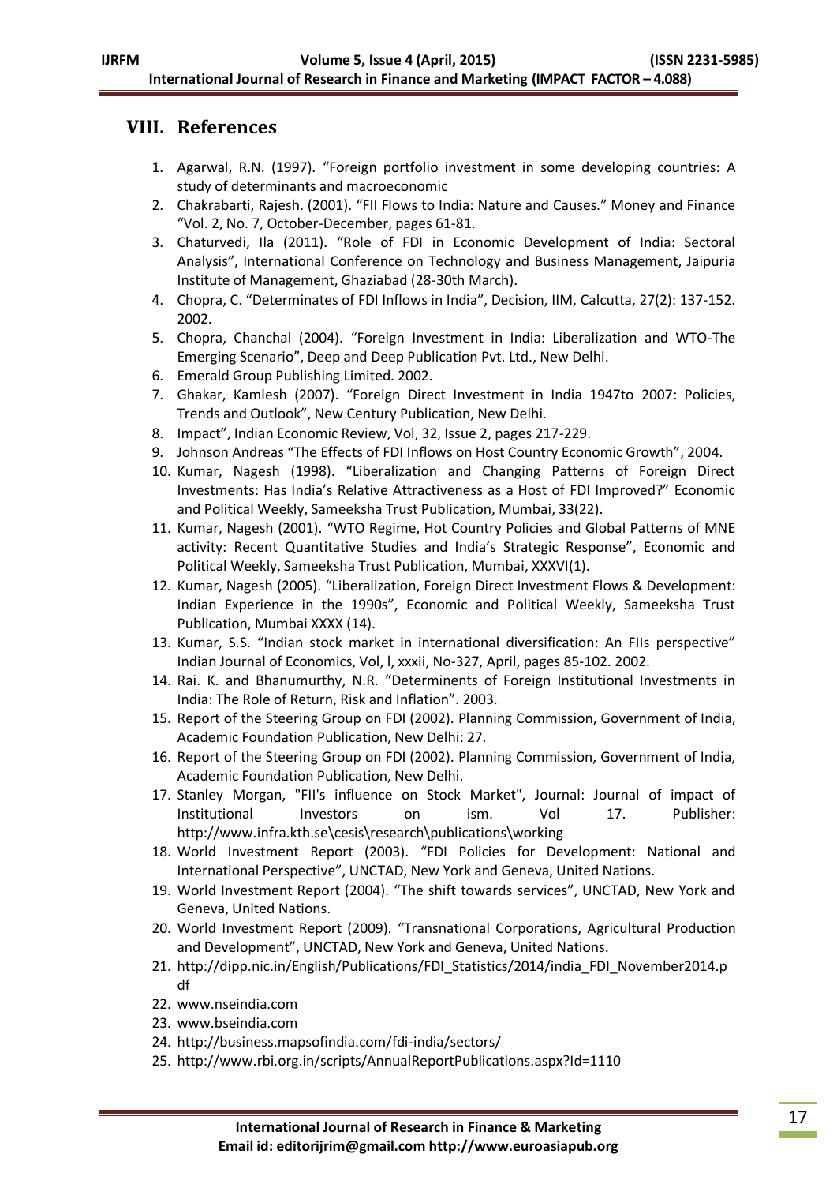## VIII. References

1. Agarwal, R.N. (1997). "Foreign portfolio investment in some developing countries: A study of determinants and macroeconomic
2. Chakrabarti, Rajesh. (2001). "FII Flows to India: Nature and Causes." Money and Finance "Vol. 2, No. 7, October-December, pages 61-81.
3. Chaturvedi, Ila (2011). "Role of FDI in Economic Development of India: Sectoral Analysis", International Conference on Technology and Business Management, Jaipuria Institute of Management, Ghaziabad (28-30th March).
4. Chopra, C. "Determinates of FDI Inflows in India", Decision, IIM, Calcutta, 27(2): 137-152. 2002.
5. Chopra, Chanchal (2004). "Foreign Investment in India: Liberalization and WTO-The Emerging Scenario", Deep and Deep Publication Pvt. Ltd., New Delhi.
6. Emerald Group Publishing Limited. 2002.
7. Ghakar, Kamlesh (2007). "Foreign Direct Investment in India 1947to 2007: Policies, Trends and Outlook", New Century Publication, New Delhi.
8. Impact", Indian Economic Review, Vol, 32, Issue 2, pages 217-229.
9. Johnson Andreas "The Effects of FDI Inflows on Host Country Economic Growth", 2004.
10. Kumar, Nagesh (1998). "Liberalization and Changing Patterns of Foreign Direct Investments: Has India's Relative Attractiveness as a Host of FDI Improved?" Economic and Political Weekly, Sameeksha Trust Publication, Mumbai, 33(22).
11. Kumar, Nagesh (2001). "WTO Regime, Hot Country Policies and Global Patterns of MNE activity: Recent Quantitative Studies and India's Strategic Response", Economic and Political Weekly, Sameeksha Trust Publication, Mumbai, XXXVI(1).
12. Kumar, Nagesh (2005). "Liberalization, Foreign Direct Investment Flows & Development: Indian Experience in the 1990s", Economic and Political Weekly, Sameeksha Trust Publication, Mumbai XXXX (14).
13. Kumar, S.S. "Indian stock market in international diversification: An FIIs perspective" Indian Journal of Economics, Vol, l, xxxii, No-327, April, pages 85-102. 2002.
14. Rai. K. and Bhanumurthy, N.R. "Determinents of Foreign Institutional Investments in India: The Role of Return, Risk and Inflation". 2003.
15. Report of the Steering Group on FDI (2002). Planning Commission, Government of India, Academic Foundation Publication, New Delhi: 27.
16. Report of the Steering Group on FDI (2002). Planning Commission, Government of India, Academic Foundation Publication, New Delhi.
17. Stanley Morgan, "FII's influence on Stock Market", Journal: Journal of impact of Institutional Investors on ism. Vol 17. Publisher: http://www.infra.kth.se\cesis\research\publications\working
18. World Investment Report (2003). "FDI Policies for Development: National and International Perspective", UNCTAD, New York and Geneva, United Nations.
19. World Investment Report (2004). "The shift towards services", UNCTAD, New York and Geneva, United Nations.
20. World Investment Report (2009). "Transnational Corporations, Agricultural Production and Development", UNCTAD, New York and Geneva, United Nations.
21. http://dipp.nic.in/English/Publications/FDI_Statistics/2014/india_FDI_November2014.pdf
22. www.nseindia.com
23. www.bseindia.com
24. http://business.mapsofindia.com/fdi-india/sectors/
25. http://www.rbi.org.in/scripts/AnnualReportPublications.aspx?Id=1110